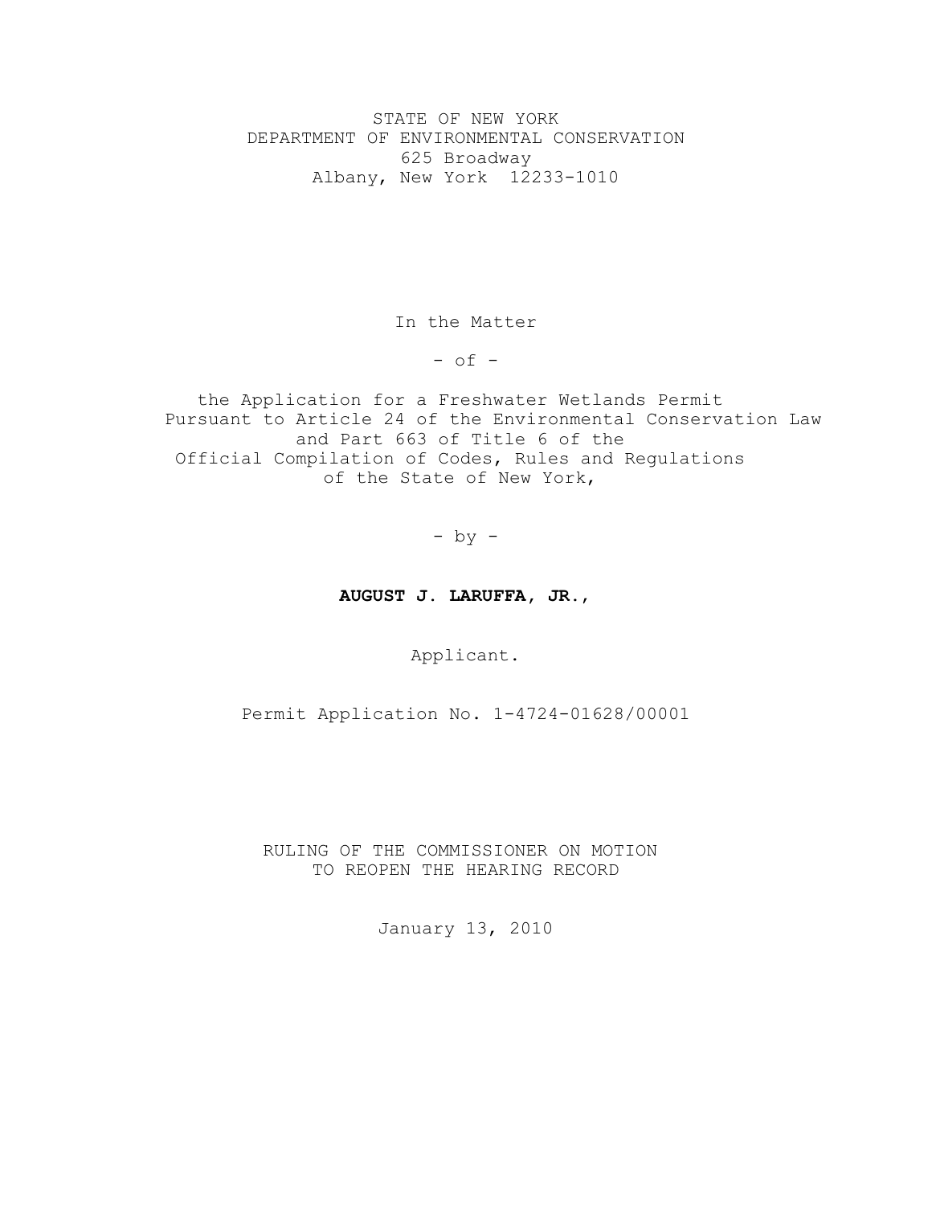STATE OF NEW YORK
DEPARTMENT OF ENVIRONMENTAL CONSERVATION
625 Broadway
Albany, New York 12233-1010

In the Matter

- of -

the Application for a Freshwater Wetlands Permit
Pursuant to Article 24 of the Environmental Conservation Law
and Part 663 of Title 6 of the
Official Compilation of Codes, Rules and Regulations
of the State of New York,

- by -

**AUGUST J. LARUFFA, JR.,**

Applicant.

Permit Application No. 1-4724-01628/00001

RULING OF THE COMMISSIONER ON MOTION
TO REOPEN THE HEARING RECORD

January 13, 2010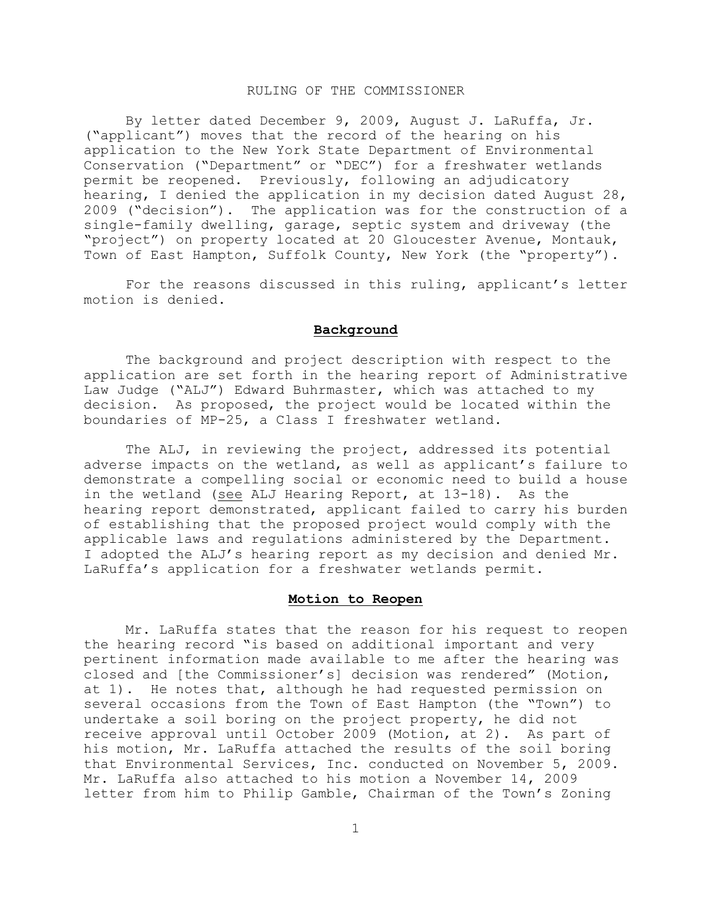## RULING OF THE COMMISSIONER

By letter dated December 9, 2009, August J. LaRuffa, Jr. ("applicant") moves that the record of the hearing on his application to the New York State Department of Environmental Conservation ("Department" or "DEC") for a freshwater wetlands permit be reopened. Previously, following an adjudicatory hearing, I denied the application in my decision dated August 28, 2009 ("decision"). The application was for the construction of a single-family dwelling, garage, septic system and driveway (the "project") on property located at 20 Gloucester Avenue, Montauk, Town of East Hampton, Suffolk County, New York (the "property").

For the reasons discussed in this ruling, applicant's letter motion is denied.

### Background

The background and project description with respect to the application are set forth in the hearing report of Administrative Law Judge ("ALJ") Edward Buhrmaster, which was attached to my decision. As proposed, the project would be located within the boundaries of MP-25, a Class I freshwater wetland.

The ALJ, in reviewing the project, addressed its potential adverse impacts on the wetland, as well as applicant's failure to demonstrate a compelling social or economic need to build a house in the wetland (see ALJ Hearing Report, at 13-18). As the hearing report demonstrated, applicant failed to carry his burden of establishing that the proposed project would comply with the applicable laws and regulations administered by the Department. I adopted the ALJ's hearing report as my decision and denied Mr. LaRuffa's application for a freshwater wetlands permit.

### Motion to Reopen

Mr. LaRuffa states that the reason for his request to reopen the hearing record "is based on additional important and very pertinent information made available to me after the hearing was closed and [the Commissioner's] decision was rendered" (Motion, at 1). He notes that, although he had requested permission on several occasions from the Town of East Hampton (the "Town") to undertake a soil boring on the project property, he did not receive approval until October 2009 (Motion, at 2). As part of his motion, Mr. LaRuffa attached the results of the soil boring that Environmental Services, Inc. conducted on November 5, 2009. Mr. LaRuffa also attached to his motion a November 14, 2009 letter from him to Philip Gamble, Chairman of the Town's Zoning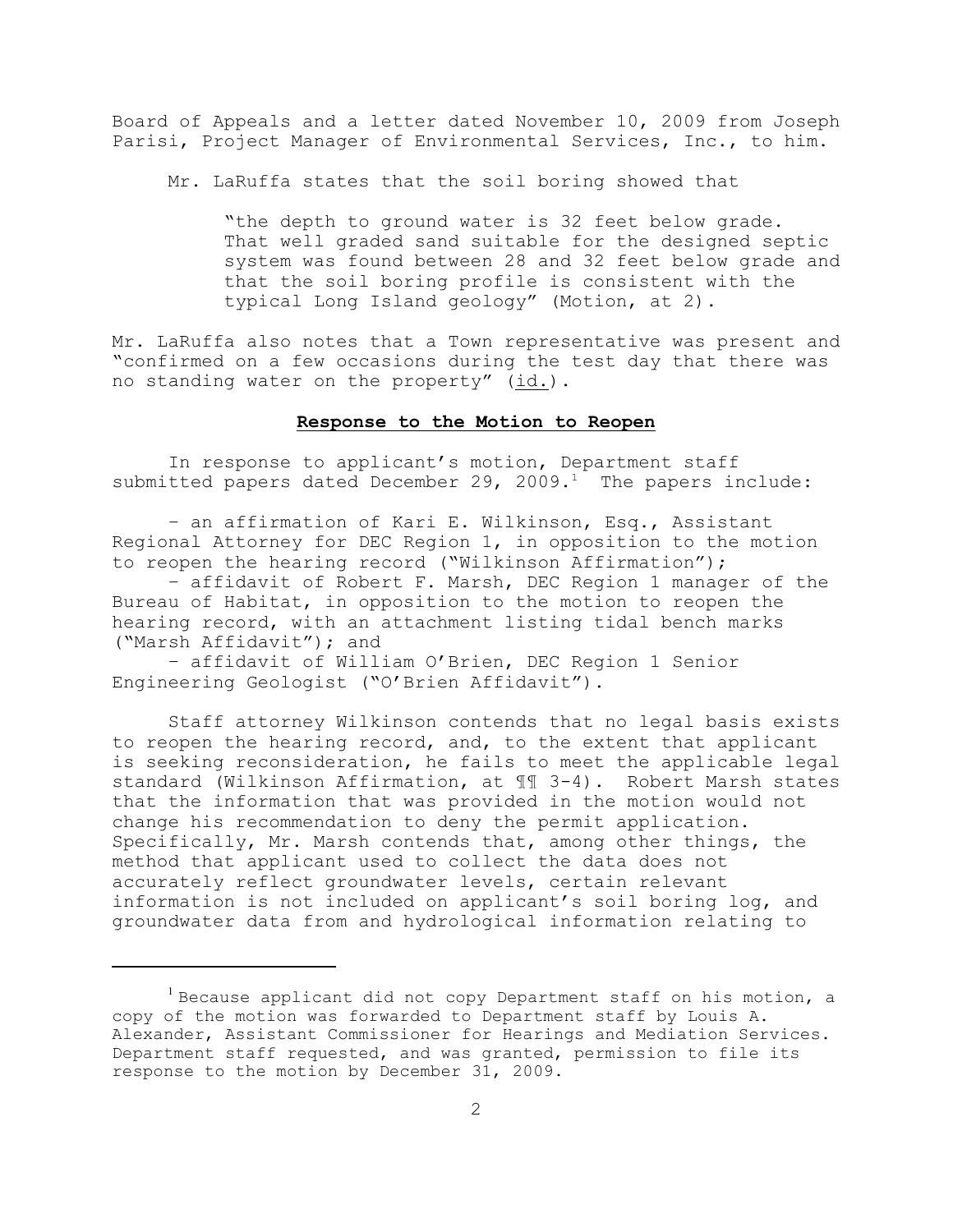Board of Appeals and a letter dated November 10, 2009 from Joseph Parisi, Project Manager of Environmental Services, Inc., to him.

Mr. LaRuffa states that the soil boring showed that

> "the depth to ground water is 32 feet below grade. That well graded sand suitable for the designed septic system was found between 28 and 32 feet below grade and that the soil boring profile is consistent with the typical Long Island geology" (Motion, at 2).

Mr. LaRuffa also notes that a Town representative was present and "confirmed on a few occasions during the test day that there was no standing water on the property" (id.).

**Response to the Motion to Reopen**

In response to applicant's motion, Department staff submitted papers dated December 29, 2009.[1] The papers include:

– an affirmation of Kari E. Wilkinson, Esq., Assistant Regional Attorney for DEC Region 1, in opposition to the motion to reopen the hearing record ("Wilkinson Affirmation");
– affidavit of Robert F. Marsh, DEC Region 1 manager of the Bureau of Habitat, in opposition to the motion to reopen the hearing record, with an attachment listing tidal bench marks ("Marsh Affidavit"); and
– affidavit of William O'Brien, DEC Region 1 Senior Engineering Geologist ("O'Brien Affidavit").

Staff attorney Wilkinson contends that no legal basis exists to reopen the hearing record, and, to the extent that applicant is seeking reconsideration, he fails to meet the applicable legal standard (Wilkinson Affirmation, at ¶¶ 3-4). Robert Marsh states that the information that was provided in the motion would not change his recommendation to deny the permit application. Specifically, Mr. Marsh contends that, among other things, the method that applicant used to collect the data does not accurately reflect groundwater levels, certain relevant information is not included on applicant's soil boring log, and groundwater data from and hydrological information relating to

[1] Because applicant did not copy Department staff on his motion, a copy of the motion was forwarded to Department staff by Louis A. Alexander, Assistant Commissioner for Hearings and Mediation Services. Department staff requested, and was granted, permission to file its response to the motion by December 31, 2009.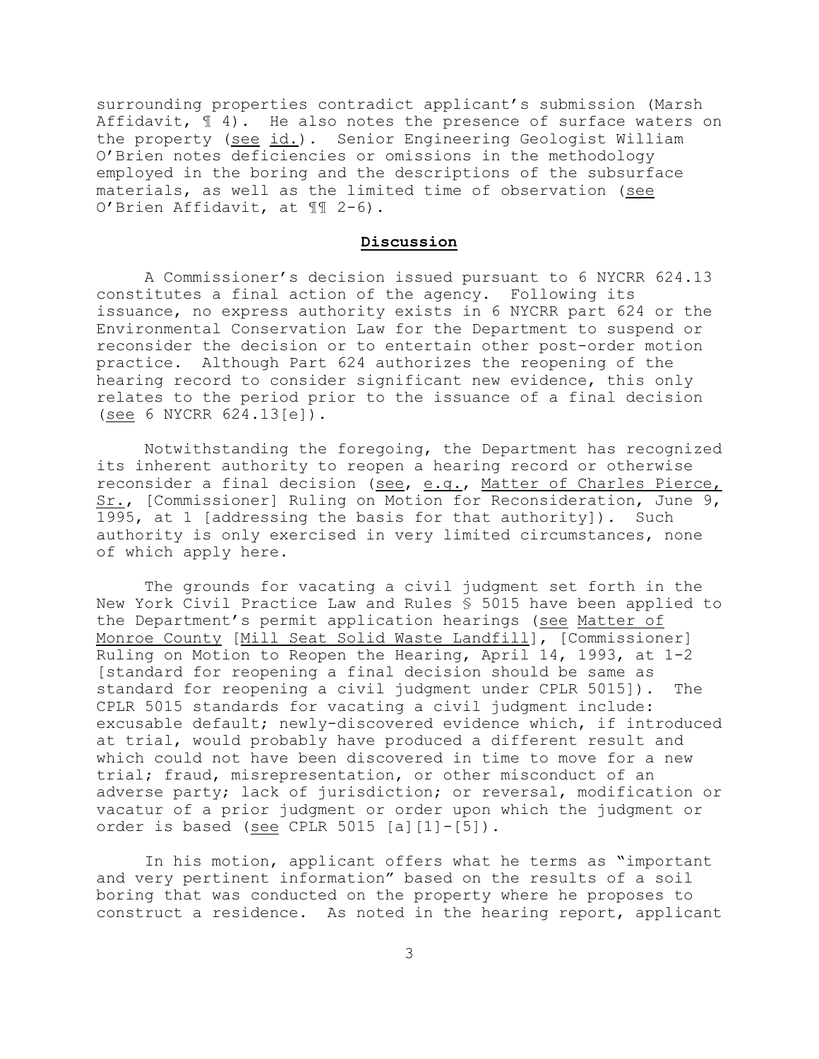surrounding properties contradict applicant's submission (Marsh Affidavit, ¶ 4). He also notes the presence of surface waters on the property (see id.). Senior Engineering Geologist William O'Brien notes deficiencies or omissions in the methodology employed in the boring and the descriptions of the subsurface materials, as well as the limited time of observation (see O'Brien Affidavit, at ¶¶ 2-6).

## **Discussion**

A Commissioner's decision issued pursuant to 6 NYCRR 624.13 constitutes a final action of the agency. Following its issuance, no express authority exists in 6 NYCRR part 624 or the Environmental Conservation Law for the Department to suspend or reconsider the decision or to entertain other post-order motion practice. Although Part 624 authorizes the reopening of the hearing record to consider significant new evidence, this only relates to the period prior to the issuance of a final decision (see 6 NYCRR 624.13[e]).

Notwithstanding the foregoing, the Department has recognized its inherent authority to reopen a hearing record or otherwise reconsider a final decision (see, e.g., Matter of Charles Pierce, Sr., [Commissioner] Ruling on Motion for Reconsideration, June 9, 1995, at 1 [addressing the basis for that authority]). Such authority is only exercised in very limited circumstances, none of which apply here.

The grounds for vacating a civil judgment set forth in the New York Civil Practice Law and Rules § 5015 have been applied to the Department's permit application hearings (see Matter of Monroe County [Mill Seat Solid Waste Landfill], [Commissioner] Ruling on Motion to Reopen the Hearing, April 14, 1993, at 1-2 [standard for reopening a final decision should be same as standard for reopening a civil judgment under CPLR 5015]). The CPLR 5015 standards for vacating a civil judgment include: excusable default; newly-discovered evidence which, if introduced at trial, would probably have produced a different result and which could not have been discovered in time to move for a new trial; fraud, misrepresentation, or other misconduct of an adverse party; lack of jurisdiction; or reversal, modification or vacatur of a prior judgment or order upon which the judgment or order is based (see CPLR 5015 [a][1]-[5]).

In his motion, applicant offers what he terms as "important and very pertinent information" based on the results of a soil boring that was conducted on the property where he proposes to construct a residence. As noted in the hearing report, applicant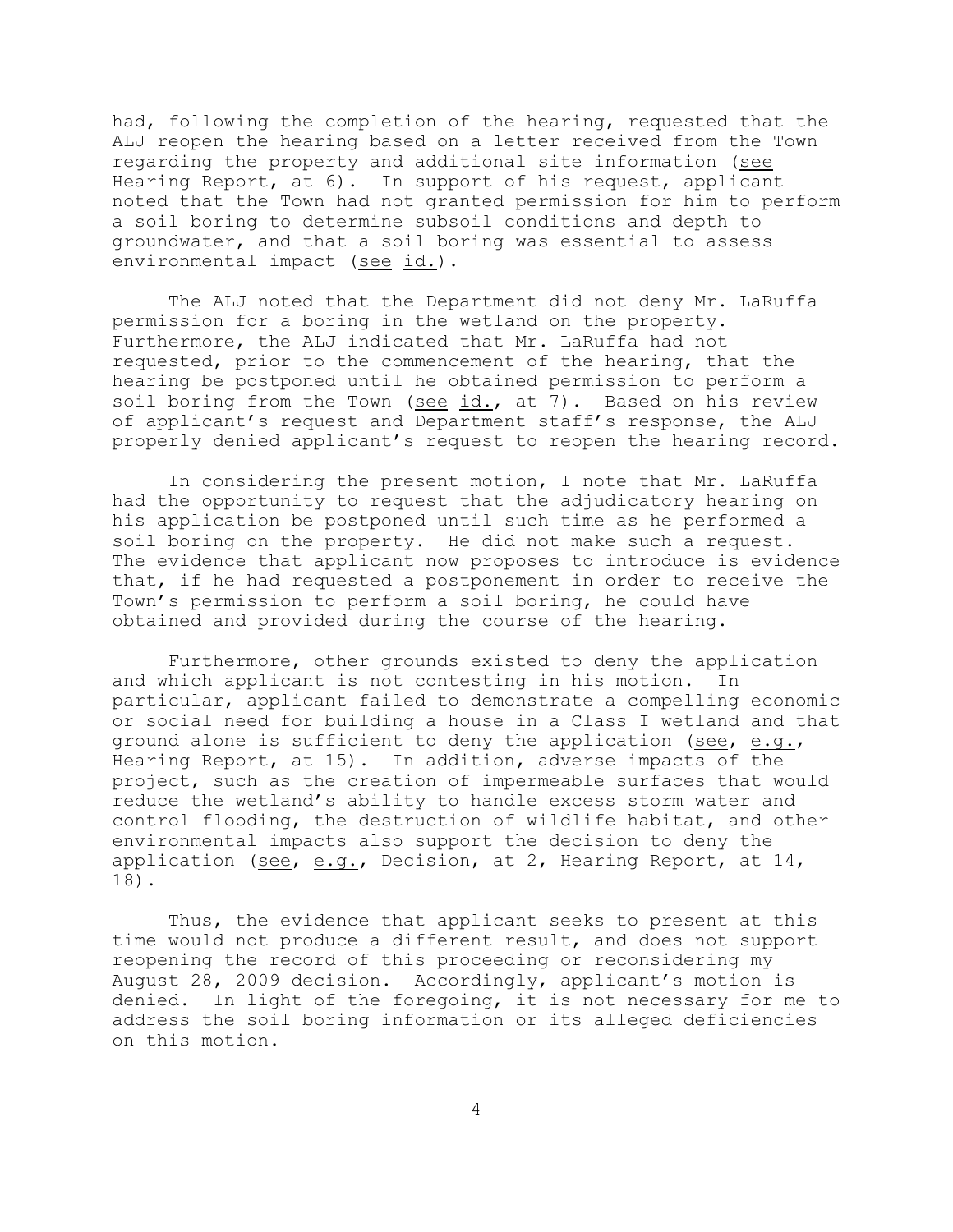had, following the completion of the hearing, requested that the ALJ reopen the hearing based on a letter received from the Town regarding the property and additional site information (see Hearing Report, at 6). In support of his request, applicant noted that the Town had not granted permission for him to perform a soil boring to determine subsoil conditions and depth to groundwater, and that a soil boring was essential to assess environmental impact (see id.).

The ALJ noted that the Department did not deny Mr. LaRuffa permission for a boring in the wetland on the property. Furthermore, the ALJ indicated that Mr. LaRuffa had not requested, prior to the commencement of the hearing, that the hearing be postponed until he obtained permission to perform a soil boring from the Town (see id., at 7). Based on his review of applicant's request and Department staff's response, the ALJ properly denied applicant's request to reopen the hearing record.

In considering the present motion, I note that Mr. LaRuffa had the opportunity to request that the adjudicatory hearing on his application be postponed until such time as he performed a soil boring on the property. He did not make such a request. The evidence that applicant now proposes to introduce is evidence that, if he had requested a postponement in order to receive the Town's permission to perform a soil boring, he could have obtained and provided during the course of the hearing.

Furthermore, other grounds existed to deny the application and which applicant is not contesting in his motion. In particular, applicant failed to demonstrate a compelling economic or social need for building a house in a Class I wetland and that ground alone is sufficient to deny the application (see, e.g., Hearing Report, at 15). In addition, adverse impacts of the project, such as the creation of impermeable surfaces that would reduce the wetland's ability to handle excess storm water and control flooding, the destruction of wildlife habitat, and other environmental impacts also support the decision to deny the application (see, e.g., Decision, at 2, Hearing Report, at 14, 18).

Thus, the evidence that applicant seeks to present at this time would not produce a different result, and does not support reopening the record of this proceeding or reconsidering my August 28, 2009 decision. Accordingly, applicant's motion is denied. In light of the foregoing, it is not necessary for me to address the soil boring information or its alleged deficiencies on this motion.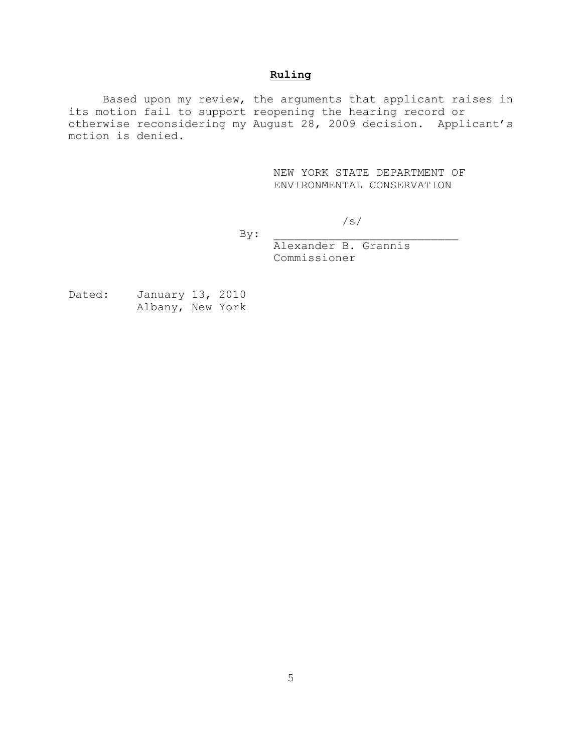**Ruling**

Based upon my review, the arguments that applicant raises in its motion fail to support reopening the hearing record or otherwise reconsidering my August 28, 2009 decision. Applicant's motion is denied.

NEW YORK STATE DEPARTMENT OF ENVIRONMENTAL CONSERVATION

/s/

By: ____________________________
Alexander B. Grannis
Commissioner

Dated: January 13, 2010
Albany, New York